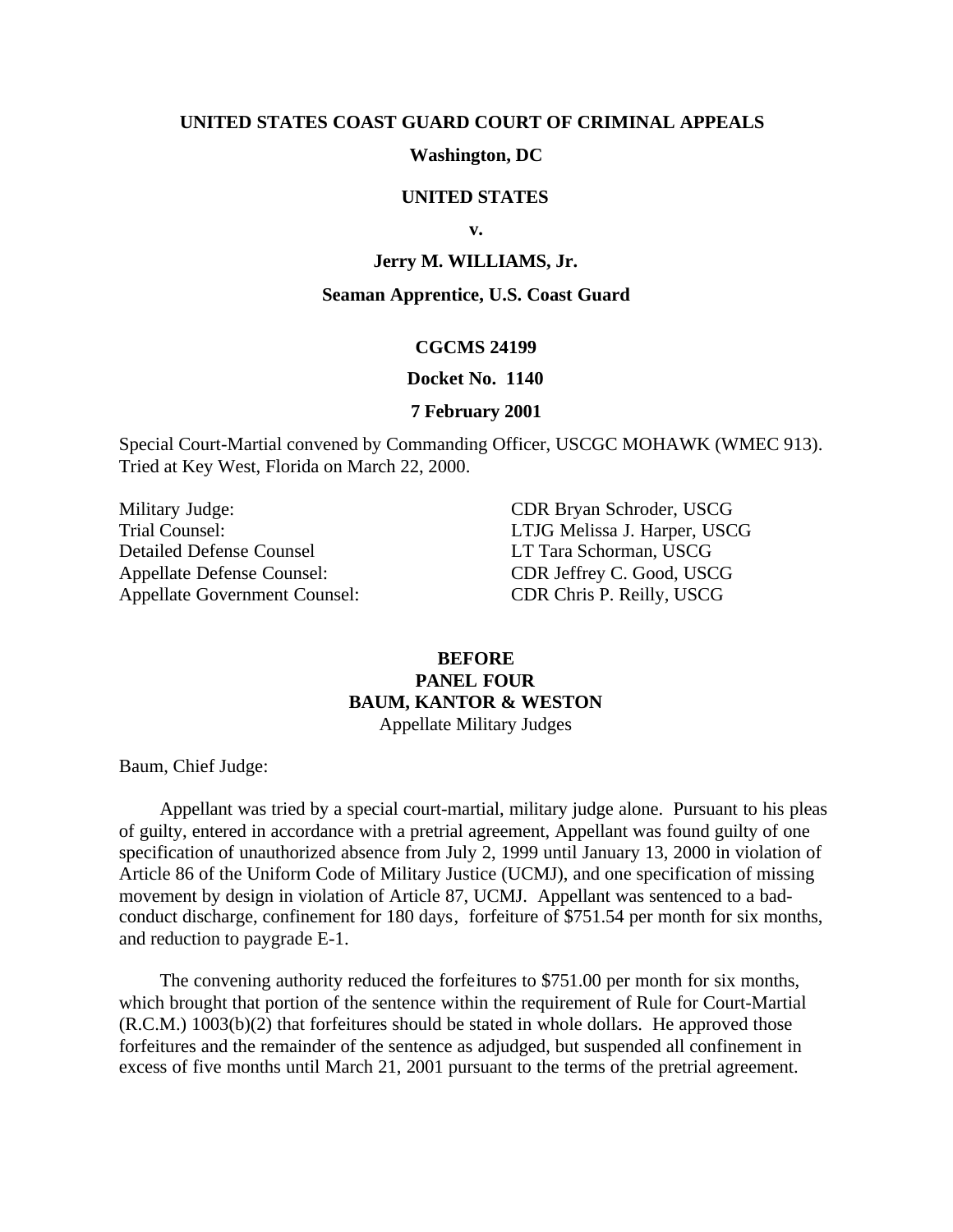**UNITED STATES COAST GUARD COURT OF CRIMINAL APPEALS**

**Washington, DC**

**UNITED STATES**

**v.**

**Jerry M. WILLIAMS, Jr.**

**Seaman Apprentice, U.S. Coast Guard**

**CGCMS 24199**

**Docket No. 1140**

**7 February 2001**

Special Court-Martial convened by Commanding Officer, USCGC MOHAWK (WMEC 913). Tried at Key West, Florida on March 22, 2000.

| | |
|---|---|
| Military Judge: | CDR Bryan Schroder, USCG |
| Trial Counsel: | LTJG Melissa J. Harper, USCG |
| Detailed Defense Counsel | LT Tara Schorman, USCG |
| Appellate Defense Counsel: | CDR Jeffrey C. Good, USCG |
| Appellate Government Counsel: | CDR Chris P. Reilly, USCG |

**BEFORE**
**PANEL FOUR**
**BAUM, KANTOR & WESTON**
Appellate Military Judges

Baum, Chief Judge:

Appellant was tried by a special court-martial, military judge alone. Pursuant to his pleas of guilty, entered in accordance with a pretrial agreement, Appellant was found guilty of one specification of unauthorized absence from July 2, 1999 until January 13, 2000 in violation of Article 86 of the Uniform Code of Military Justice (UCMJ), and one specification of missing movement by design in violation of Article 87, UCMJ. Appellant was sentenced to a bad-conduct discharge, confinement for 180 days, forfeiture of $751.54 per month for six months, and reduction to paygrade E-1.

The convening authority reduced the forfeitures to $751.00 per month for six months, which brought that portion of the sentence within the requirement of Rule for Court-Martial (R.C.M.) 1003(b)(2) that forfeitures should be stated in whole dollars. He approved those forfeitures and the remainder of the sentence as adjudged, but suspended all confinement in excess of five months until March 21, 2001 pursuant to the terms of the pretrial agreement.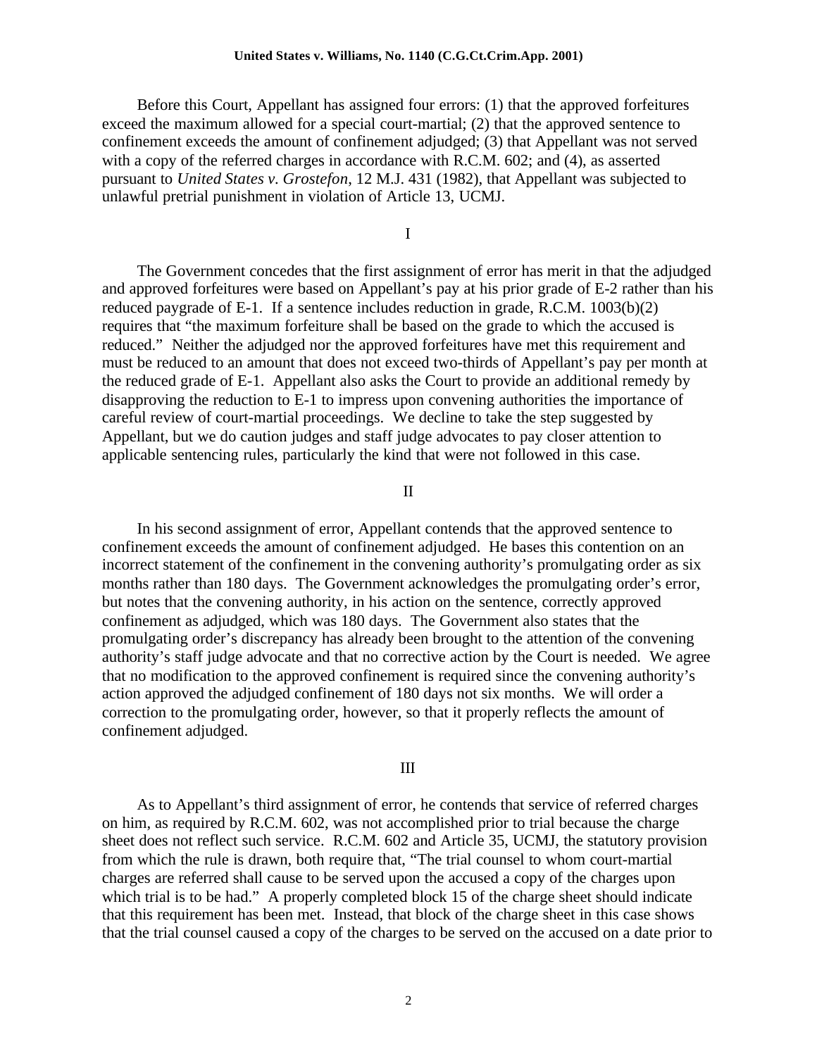Before this Court, Appellant has assigned four errors: (1) that the approved forfeitures exceed the maximum allowed for a special court-martial; (2) that the approved sentence to confinement exceeds the amount of confinement adjudged; (3) that Appellant was not served with a copy of the referred charges in accordance with R.C.M. 602; and (4), as asserted pursuant to *United States v. Grostefon*, 12 M.J. 431 (1982), that Appellant was subjected to unlawful pretrial punishment in violation of Article 13, UCMJ.

I

The Government concedes that the first assignment of error has merit in that the adjudged and approved forfeitures were based on Appellant's pay at his prior grade of E-2 rather than his reduced paygrade of E-1. If a sentence includes reduction in grade, R.C.M. 1003(b)(2) requires that "the maximum forfeiture shall be based on the grade to which the accused is reduced." Neither the adjudged nor the approved forfeitures have met this requirement and must be reduced to an amount that does not exceed two-thirds of Appellant's pay per month at the reduced grade of E-1. Appellant also asks the Court to provide an additional remedy by disapproving the reduction to E-1 to impress upon convening authorities the importance of careful review of court-martial proceedings. We decline to take the step suggested by Appellant, but we do caution judges and staff judge advocates to pay closer attention to applicable sentencing rules, particularly the kind that were not followed in this case.

II

In his second assignment of error, Appellant contends that the approved sentence to confinement exceeds the amount of confinement adjudged. He bases this contention on an incorrect statement of the confinement in the convening authority's promulgating order as six months rather than 180 days. The Government acknowledges the promulgating order's error, but notes that the convening authority, in his action on the sentence, correctly approved confinement as adjudged, which was 180 days. The Government also states that the promulgating order's discrepancy has already been brought to the attention of the convening authority's staff judge advocate and that no corrective action by the Court is needed. We agree that no modification to the approved confinement is required since the convening authority's action approved the adjudged confinement of 180 days not six months. We will order a correction to the promulgating order, however, so that it properly reflects the amount of confinement adjudged.

III

As to Appellant's third assignment of error, he contends that service of referred charges on him, as required by R.C.M. 602, was not accomplished prior to trial because the charge sheet does not reflect such service. R.C.M. 602 and Article 35, UCMJ, the statutory provision from which the rule is drawn, both require that, "The trial counsel to whom court-martial charges are referred shall cause to be served upon the accused a copy of the charges upon which trial is to be had." A properly completed block 15 of the charge sheet should indicate that this requirement has been met. Instead, that block of the charge sheet in this case shows that the trial counsel caused a copy of the charges to be served on the accused on a date prior to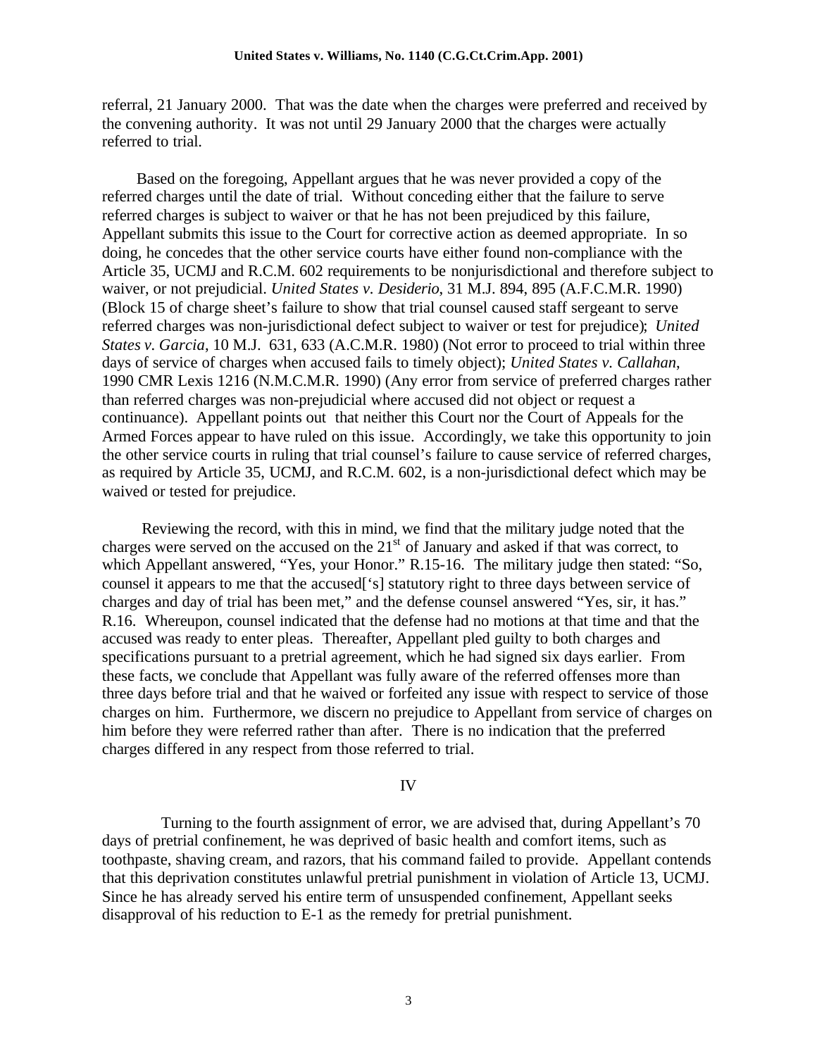referral, 21 January 2000. That was the date when the charges were preferred and received by the convening authority. It was not until 29 January 2000 that the charges were actually referred to trial.

Based on the foregoing, Appellant argues that he was never provided a copy of the referred charges until the date of trial. Without conceding either that the failure to serve referred charges is subject to waiver or that he has not been prejudiced by this failure, Appellant submits this issue to the Court for corrective action as deemed appropriate. In so doing, he concedes that the other service courts have either found non-compliance with the Article 35, UCMJ and R.C.M. 602 requirements to be nonjurisdictional and therefore subject to waiver, or not prejudicial. *United States v. Desiderio*, 31 M.J. 894, 895 (A.F.C.M.R. 1990) (Block 15 of charge sheet's failure to show that trial counsel caused staff sergeant to serve referred charges was non-jurisdictional defect subject to waiver or test for prejudice); *United States v. Garcia*, 10 M.J. 631, 633 (A.C.M.R. 1980) (Not error to proceed to trial within three days of service of charges when accused fails to timely object); *United States v. Callahan*, 1990 CMR Lexis 1216 (N.M.C.M.R. 1990) (Any error from service of preferred charges rather than referred charges was non-prejudicial where accused did not object or request a continuance). Appellant points out that neither this Court nor the Court of Appeals for the Armed Forces appear to have ruled on this issue. Accordingly, we take this opportunity to join the other service courts in ruling that trial counsel's failure to cause service of referred charges, as required by Article 35, UCMJ, and R.C.M. 602, is a non-jurisdictional defect which may be waived or tested for prejudice.

Reviewing the record, with this in mind, we find that the military judge noted that the charges were served on the accused on the 21st of January and asked if that was correct, to which Appellant answered, "Yes, your Honor." R.15-16. The military judge then stated: "So, counsel it appears to me that the accused['s] statutory right to three days between service of charges and day of trial has been met," and the defense counsel answered "Yes, sir, it has." R.16. Whereupon, counsel indicated that the defense had no motions at that time and that the accused was ready to enter pleas. Thereafter, Appellant pled guilty to both charges and specifications pursuant to a pretrial agreement, which he had signed six days earlier. From these facts, we conclude that Appellant was fully aware of the referred offenses more than three days before trial and that he waived or forfeited any issue with respect to service of those charges on him. Furthermore, we discern no prejudice to Appellant from service of charges on him before they were referred rather than after. There is no indication that the preferred charges differed in any respect from those referred to trial.

## IV

Turning to the fourth assignment of error, we are advised that, during Appellant's 70 days of pretrial confinement, he was deprived of basic health and comfort items, such as toothpaste, shaving cream, and razors, that his command failed to provide. Appellant contends that this deprivation constitutes unlawful pretrial punishment in violation of Article 13, UCMJ. Since he has already served his entire term of unsuspended confinement, Appellant seeks disapproval of his reduction to E-1 as the remedy for pretrial punishment.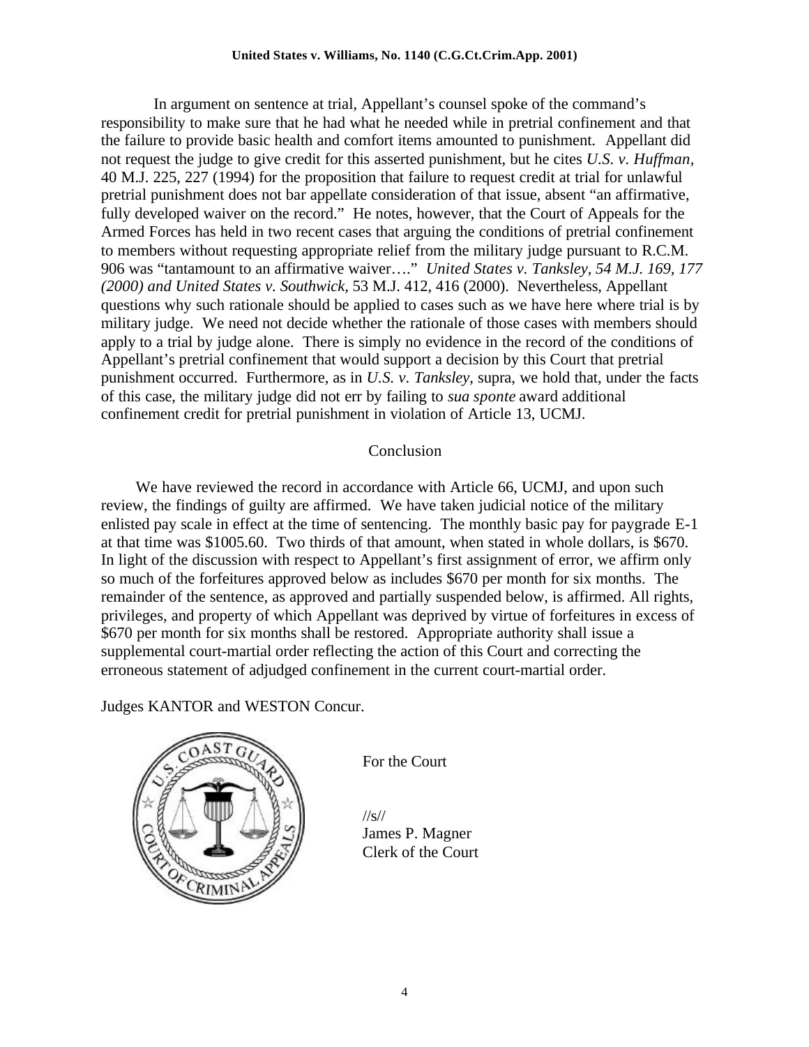In argument on sentence at trial, Appellant's counsel spoke of the command's responsibility to make sure that he had what he needed while in pretrial confinement and that the failure to provide basic health and comfort items amounted to punishment. Appellant did not request the judge to give credit for this asserted punishment, but he cites *U.S. v. Huffman*, 40 M.J. 225, 227 (1994) for the proposition that failure to request credit at trial for unlawful pretrial punishment does not bar appellate consideration of that issue, absent "an affirmative, fully developed waiver on the record." He notes, however, that the Court of Appeals for the Armed Forces has held in two recent cases that arguing the conditions of pretrial confinement to members without requesting appropriate relief from the military judge pursuant to R.C.M. 906 was "tantamount to an affirmative waiver…." *United States v. Tanksley, 54 M.J. 169, 177 (2000) and United States v. Southwick,* 53 M.J. 412, 416 (2000). Nevertheless, Appellant questions why such rationale should be applied to cases such as we have here where trial is by military judge. We need not decide whether the rationale of those cases with members should apply to a trial by judge alone. There is simply no evidence in the record of the conditions of Appellant's pretrial confinement that would support a decision by this Court that pretrial punishment occurred. Furthermore, as in *U.S. v. Tanksley*, supra, we hold that, under the facts of this case, the military judge did not err by failing to *sua sponte* award additional confinement credit for pretrial punishment in violation of Article 13, UCMJ.

## Conclusion

We have reviewed the record in accordance with Article 66, UCMJ, and upon such review, the findings of guilty are affirmed. We have taken judicial notice of the military enlisted pay scale in effect at the time of sentencing. The monthly basic pay for paygrade E-1 at that time was $1005.60. Two thirds of that amount, when stated in whole dollars, is $670. In light of the discussion with respect to Appellant's first assignment of error, we affirm only so much of the forfeitures approved below as includes $670 per month for six months. The remainder of the sentence, as approved and partially suspended below, is affirmed. All rights, privileges, and property of which Appellant was deprived by virtue of forfeitures in excess of $670 per month for six months shall be restored. Appropriate authority shall issue a supplemental court-martial order reflecting the action of this Court and correcting the erroneous statement of adjudged confinement in the current court-martial order.

Judges KANTOR and WESTON Concur.

For the Court

//s//
James P. Magner
Clerk of the Court